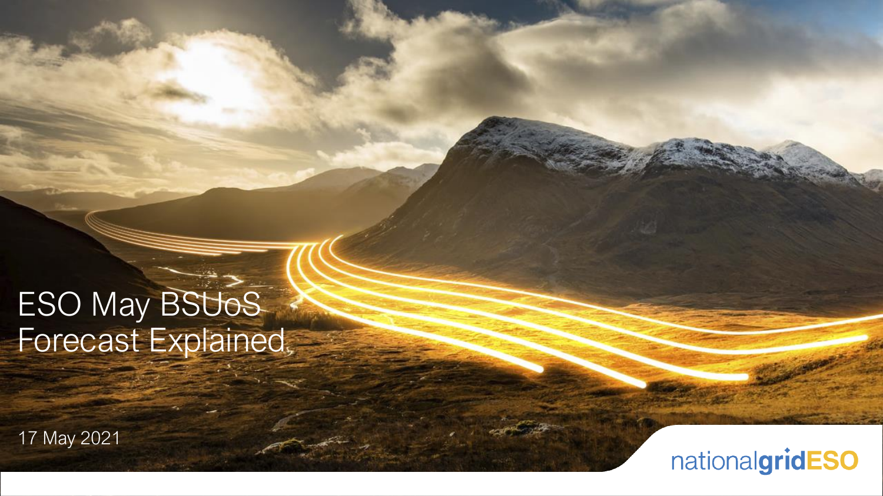# ESO May BSUoS Forecast Explained

17 May 2021

nationalgridESO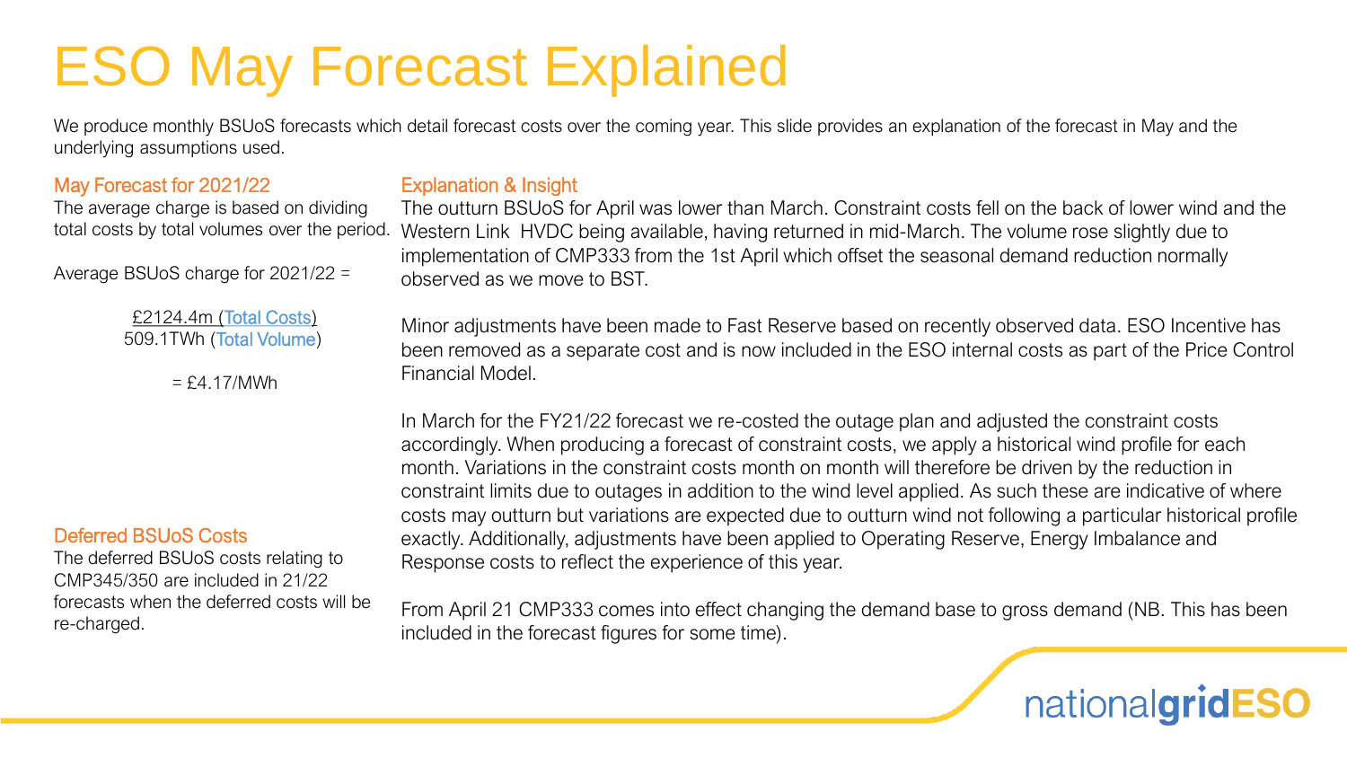# ESO May Forecast Explained

We produce monthly BSUoS forecasts which detail forecast costs over the coming year. This slide provides an explanation of the forecast in May and the underlying assumptions used.

## May Forecast for 2021/22

The average charge is based on dividing total costs by total volumes over the period.

Average BSUoS charge for 2021/22 =

$$\frac{£2124.4m \text{ (Total Costs)}}{509.1TWh \text{ (Total Volume)}} = £4.17/MWh$$

## Deferred BSUoS Costs

The deferred BSUoS costs relating to CMP345/350 are included in 21/22 forecasts when the deferred costs will be re-charged.

## Explanation & Insight

The outturn BSUoS for April was lower than March. Constraint costs fell on the back of lower wind and the Western Link HVDC being available, having returned in mid-March. The volume rose slightly due to implementation of CMP333 from the 1st April which offset the seasonal demand reduction normally observed as we move to BST.

Minor adjustments have been made to Fast Reserve based on recently observed data. ESO Incentive has been removed as a separate cost and is now included in the ESO internal costs as part of the Price Control Financial Model.

In March for the FY21/22 forecast we re-costed the outage plan and adjusted the constraint costs accordingly. When producing a forecast of constraint costs, we apply a historical wind profile for each month. Variations in the constraint costs month on month will therefore be driven by the reduction in constraint limits due to outages in addition to the wind level applied. As such these are indicative of where costs may outturn but variations are expected due to outturn wind not following a particular historical profile exactly. Additionally, adjustments have been applied to Operating Reserve, Energy Imbalance and Response costs to reflect the experience of this year.

From April 21 CMP333 comes into effect changing the demand base to gross demand (NB. This has been included in the forecast figures for some time).